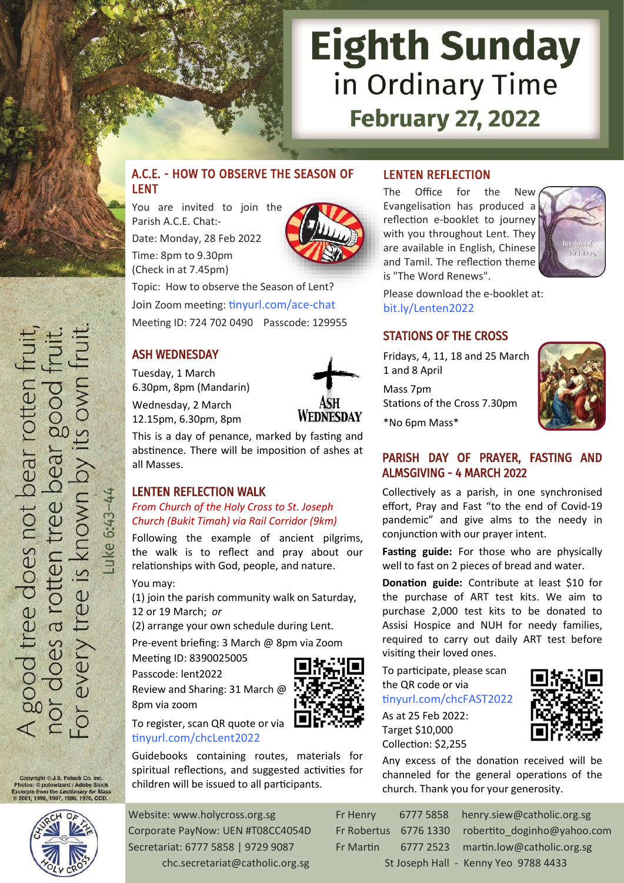# Eighth Sunday in Ordinary Time

## February 27, 2022

A good tree does not bear rotten fruit, nor does a rotten tree bear good fruit. For every tree is known by its own fruit.

Luke 6:43–44

## A.C.E. - HOW TO OBSERVE THE SEASON OF LENT

You are invited to join the Parish A.C.E. Chat:-

Date: Monday, 28 Feb 2022

Time: 8pm to 9.30pm (Check in at 7.45pm)

Topic: How to observe the Season of Lent?

Join Zoom meeting: tinyurl.com/ace-chat

Meeting ID: 724 702 0490 Passcode: 129955

## ASH WEDNESDAY

Tuesday, 1 March
6.30pm, 8pm (Mandarin)

Wednesday, 2 March
12.15pm, 6.30pm, 8pm

This is a day of penance, marked by fasting and abstinence. There will be imposition of ashes at all Masses.

## LENTEN REFLECTION WALK

*From Church of the Holy Cross to St. Joseph Church (Bukit Timah) via Rail Corridor (9km)*

Following the example of ancient pilgrims, the walk is to reflect and pray about our relationships with God, people, and nature.

You may:

(1) join the parish community walk on Saturday, 12 or 19 March; *or*

(2) arrange your own schedule during Lent.

Pre-event briefing: 3 March @ 8pm via Zoom

Meeting ID: 8390025005

Passcode: lent2022

Review and Sharing: 31 March @ 8pm via zoom

To register, scan QR quote or via tinyurl.com/chcLent2022

Guidebooks containing routes, materials for spiritual reflections, and suggested activities for children will be issued to all participants.

## LENTEN REFLECTION

The Office for the New Evangelisation has produced a reflection e-booklet to journey with you throughout Lent. They are available in English, Chinese and Tamil. The reflection theme is "The Word Renews".

Please download the e-booklet at: bit.ly/Lenten2022

## STATIONS OF THE CROSS

Fridays, 4, 11, 18 and 25 March
1 and 8 April

Mass 7pm
Stations of the Cross 7.30pm

*No 6pm Mass*

## PARISH DAY OF PRAYER, FASTING AND ALMSGIVING - 4 MARCH 2022

Collectively as a parish, in one synchronised effort, Pray and Fast "to the end of Covid-19 pandemic" and give alms to the needy in conjunction with our prayer intent.

**Fasting guide:** For those who are physically well to fast on 2 pieces of bread and water.

**Donation guide:** Contribute at least $10 for the purchase of ART test kits. We aim to purchase 2,000 test kits to be donated to Assisi Hospice and NUH for needy families, required to carry out daily ART test before visiting their loved ones.

To participate, please scan the QR code or via tinyurl.com/chcFAST2022

As at 25 Feb 2022:
Target $10,000
Collection: $2,255

Any excess of the donation received will be channeled for the general operations of the church. Thank you for your generosity.

---

Website: www.holycross.org.sg
Corporate PayNow: UEN #T08CC4054D
Secretariat: 6777 5858 | 9729 9087
chc.secretariat@catholic.org.sg

| | | |
|---|---|---|
| Fr Henry | 6777 5858 | henry.siew@catholic.org.sg |
| Fr Robertus | 6776 1330 | robertito_doginho@yahoo.com |
| Fr Martin | 6777 2523 | martin.low@catholic.org.sg |

St Joseph Hall - Kenny Yeo 9788 4433

Copyright © J.S. Paluch Co. Inc.
Photos: © potowizard / Adobe Stock
Excerpts from the *Lectionary for Mass* © 2001, 1998, 1997, 1986, 1970, CCD.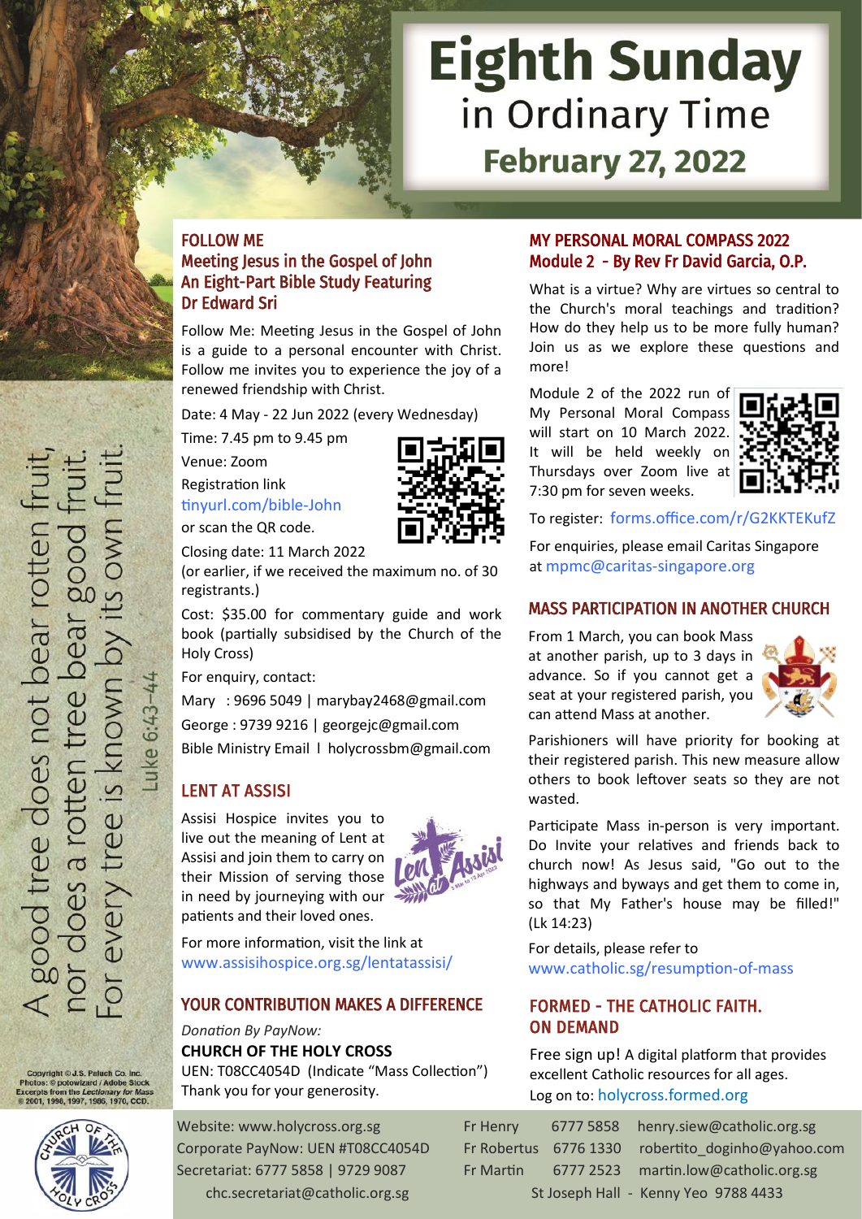# Eighth Sunday in Ordinary Time

## February 27, 2022

A good tree does not bear rotten fruit, nor does a rotten tree bear good fruit. For every tree is known by its own fruit.

Luke 6:43–44

Copyright © J.S. Paluch Co. Inc.
Photos: © potowizard / Adobe Stock
Excerpts from the *Lectionary for Mass* © 2001, 1998, 1997, 1986, 1970, CCD.

## FOLLOW ME
## Meeting Jesus in the Gospel of John
## An Eight-Part Bible Study Featuring Dr Edward Sri

Follow Me: Meeting Jesus in the Gospel of John is a guide to a personal encounter with Christ. Follow me invites you to experience the joy of a renewed friendship with Christ.

Date: 4 May - 22 Jun 2022 (every Wednesday)

Time: 7.45 pm to 9.45 pm

Venue: Zoom

Registration link
tinyurl.com/bible-John
or scan the QR code.

Closing date: 11 March 2022
(or earlier, if we received the maximum no. of 30 registrants.)

Cost: $35.00 for commentary guide and work book (partially subsidised by the Church of the Holy Cross)

For enquiry, contact:

Mary : 9696 5049 | marybay2468@gmail.com

George : 9739 9216 | georgejc@gmail.com

Bible Ministry Email l holycrossbm@gmail.com

## LENT AT ASSISI

Assisi Hospice invites you to live out the meaning of Lent at Assisi and join them to carry on their Mission of serving those in need by journeying with our patients and their loved ones.

For more information, visit the link at www.assisihospice.org.sg/lentatassisi/

## YOUR CONTRIBUTION MAKES A DIFFERENCE

*Donation By PayNow:*

**CHURCH OF THE HOLY CROSS**

UEN: T08CC4054D (Indicate "Mass Collection")

Thank you for your generosity.

## MY PERSONAL MORAL COMPASS 2022
## Module 2 - By Rev Fr David Garcia, O.P.

What is a virtue? Why are virtues so central to the Church's moral teachings and tradition? How do they help us to be more fully human? Join us as we explore these questions and more!

Module 2 of the 2022 run of My Personal Moral Compass will start on 10 March 2022. It will be held weekly on Thursdays over Zoom live at 7:30 pm for seven weeks.

To register: forms.office.com/r/G2KKTEKufZ

For enquiries, please email Caritas Singapore at mpmc@caritas-singapore.org

## MASS PARTICIPATION IN ANOTHER CHURCH

From 1 March, you can book Mass at another parish, up to 3 days in advance. So if you cannot get a seat at your registered parish, you can attend Mass at another.

Parishioners will have priority for booking at their registered parish. This new measure allow others to book leftover seats so they are not wasted.

Participate Mass in-person is very important. Do Invite your relatives and friends back to church now! As Jesus said, "Go out to the highways and byways and get them to come in, so that My Father's house may be filled!" (Lk 14:23)

For details, please refer to www.catholic.sg/resumption-of-mass

## FORMED - THE CATHOLIC FAITH. ON DEMAND

Free sign up! A digital platform that provides excellent Catholic resources for all ages.

Log on to: holycross.formed.org

Website: www.holycross.org.sg
Corporate PayNow: UEN #T08CC4054D
Secretariat: 6777 5858 | 9729 9087
chc.secretariat@catholic.org.sg

| | | |
|---|---|---|
| Fr Henry | 6777 5858 | henry.siew@catholic.org.sg |
| Fr Robertus | 6776 1330 | robertito_doginho@yahoo.com |
| Fr Martin | 6777 2523 | martin.low@catholic.org.sg |

St Joseph Hall - Kenny Yeo 9788 4433